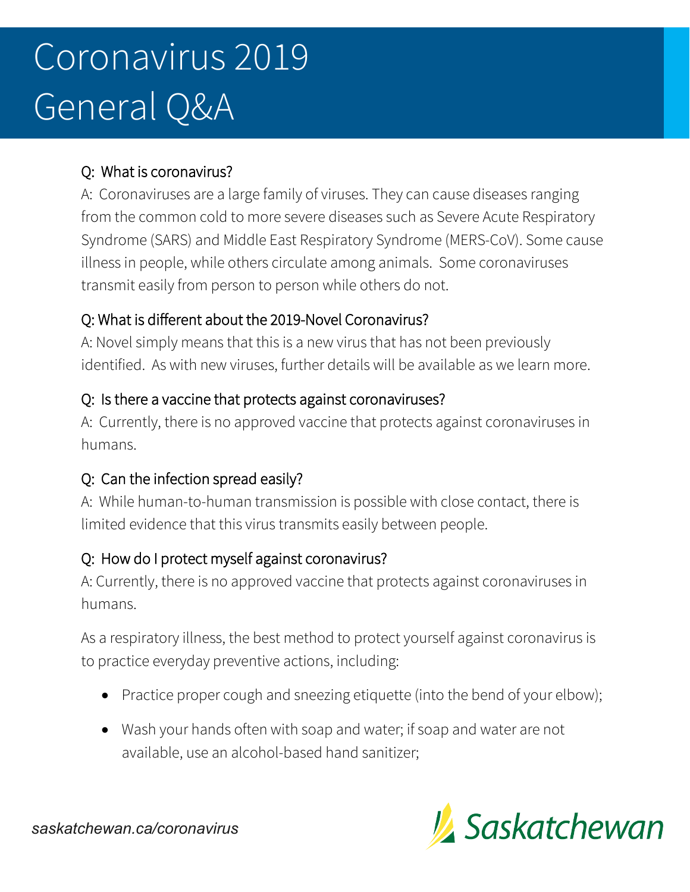# Coronavirus 2019 General Q&A

### Q: What is coronavirus?

A: Coronaviruses are a large family of viruses. They can cause diseases ranging from the common cold to more severe diseases such as Severe Acute Respiratory Syndrome (SARS) and Middle East Respiratory Syndrome (MERS-CoV). Some cause illness in people, while others circulate among animals. Some coronaviruses transmit easily from person to person while others do not.

### Q: What is different about the 2019-Novel Coronavirus?

A: Novel simply means that this is a new virus that has not been previously identified. As with new viruses, further details will be available as we learn more.

### Q: Is there a vaccine that protects against coronaviruses?

A: Currently, there is no approved vaccine that protects against coronaviruses in humans.

### Q: Can the infection spread easily?

A: While human-to-human transmission is possible with close contact, there is limited evidence that this virus transmits easily between people.

### Q: How do I protect myself against coronavirus?

A: Currently, there is no approved vaccine that protects against coronaviruses in humans.

As a respiratory illness, the best method to protect yourself against coronavirus is to practice everyday preventive actions, including:

- Practice proper cough and sneezing etiquette (into the bend of your elbow);
- Wash your hands often with soap and water; if soap and water are not available, use an alcohol-based hand sanitizer;

*saskatchewan.ca/coronavirus*

Saskatchewan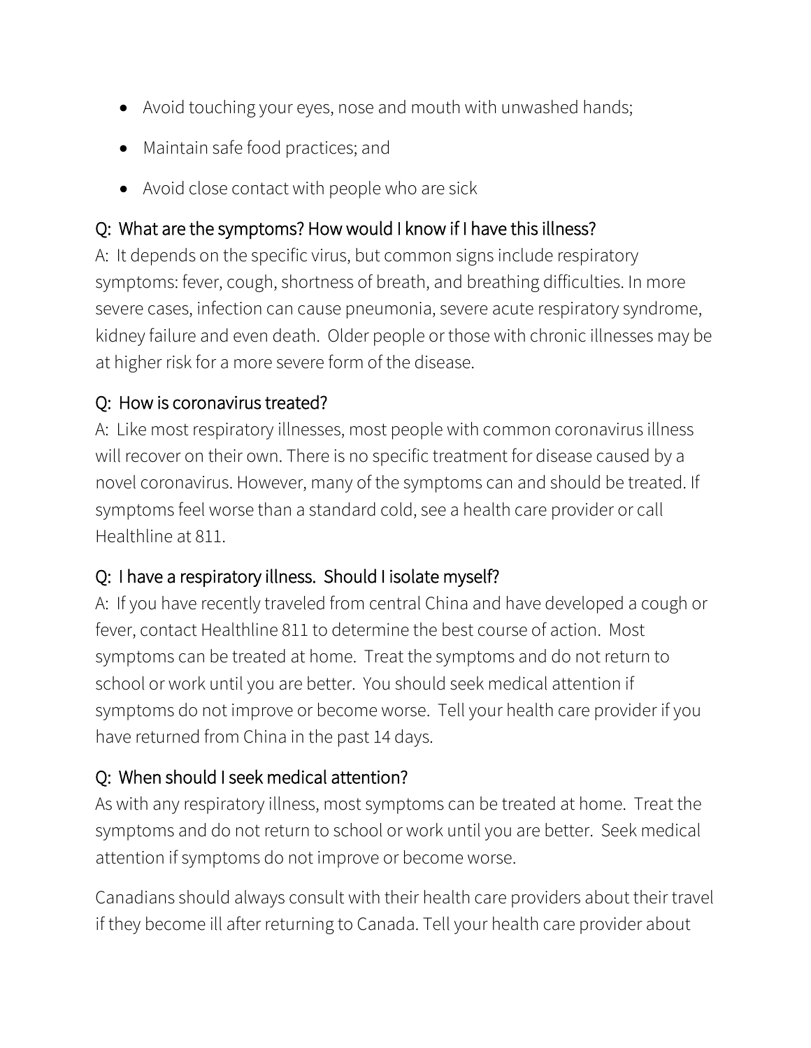- Avoid touching your eyes, nose and mouth with unwashed hands;
- Maintain safe food practices; and
- Avoid close contact with people who are sick

## Q: What are the symptoms? How would I know if I have this illness?

A: It depends on the specific virus, but common signs include respiratory symptoms: fever, cough, shortness of breath, and breathing difficulties. In more severe cases, infection can cause pneumonia, severe acute respiratory syndrome, kidney failure and even death. Older people or those with chronic illnesses may be at higher risk for a more severe form of the disease.

## Q: How is coronavirus treated?

A: Like most respiratory illnesses, most people with common coronavirus illness will recover on their own. There is no specific treatment for disease caused by a novel coronavirus. However, many of the symptoms can and should be treated. If symptoms feel worse than a standard cold, see a health care provider or call Healthline at 811.

## Q: I have a respiratory illness. Should I isolate myself?

A: If you have recently traveled from central China and have developed a cough or fever, contact Healthline 811 to determine the best course of action. Most symptoms can be treated at home. Treat the symptoms and do not return to school or work until you are better. You should seek medical attention if symptoms do not improve or become worse. Tell your health care provider if you have returned from China in the past 14 days.

## Q: When should I seek medical attention?

As with any respiratory illness, most symptoms can be treated at home. Treat the symptoms and do not return to school or work until you are better. Seek medical attention if symptoms do not improve or become worse.

Canadians should always consult with their health care providers about their travel if they become ill after returning to Canada. Tell your health care provider about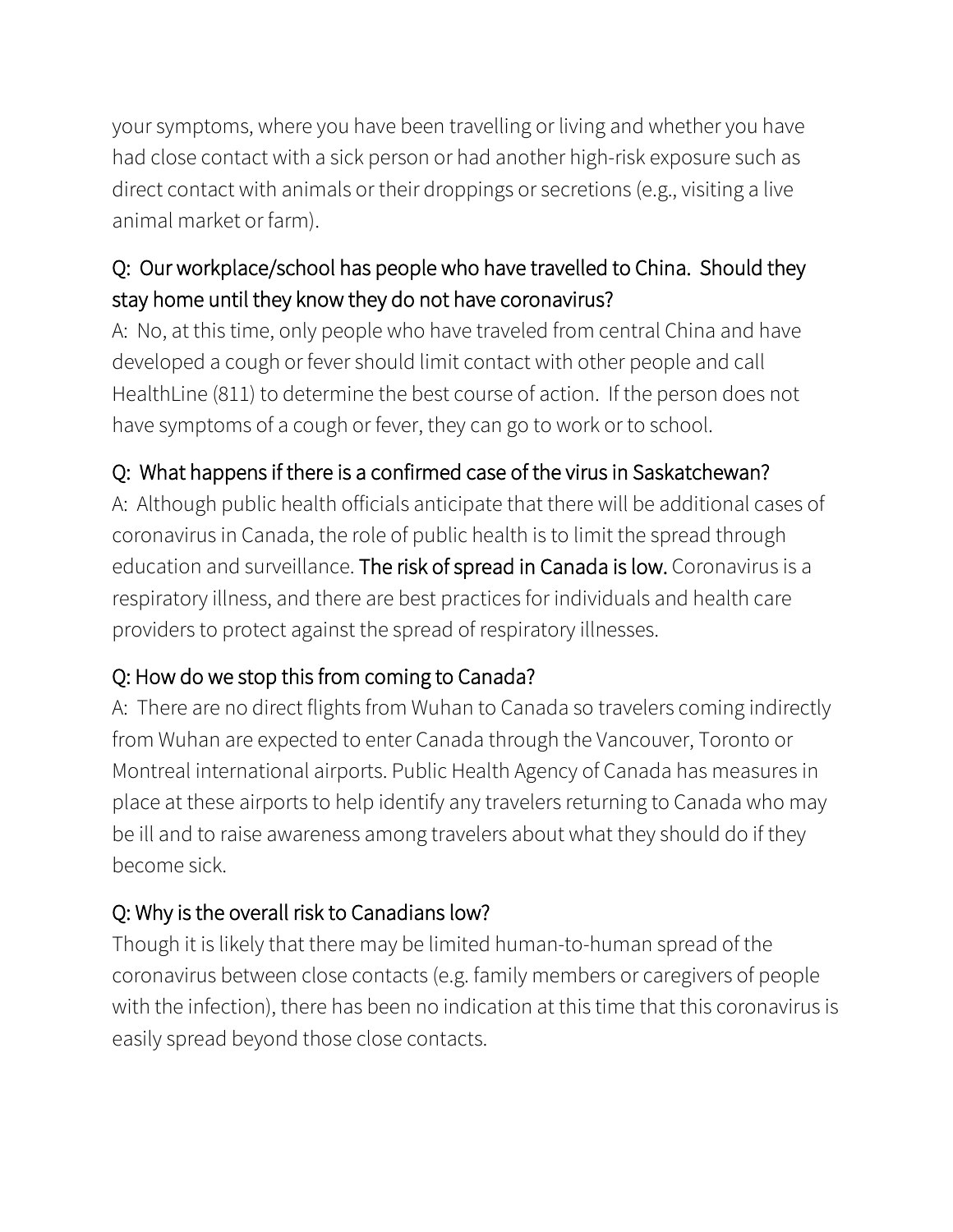your symptoms, where you have been travelling or living and whether you have had close contact with a sick person or had another high-risk exposure such as direct contact with animals or their droppings or secretions (e.g., visiting a live animal market or farm).

### Q: Our workplace/school has people who have travelled to China. Should they stay home until they know they do not have coronavirus?

A: No, at this time, only people who have traveled from central China and have developed a cough or fever should limit contact with other people and call HealthLine (811) to determine the best course of action. If the person does not have symptoms of a cough or fever, they can go to work or to school.

### Q: What happens if there is a confirmed case of the virus in Saskatchewan?

A: Although public health officials anticipate that there will be additional cases of coronavirus in Canada, the role of public health is to limit the spread through education and surveillance. **The risk of spread in Canada is low.** Coronavirus is a respiratory illness, and there are best practices for individuals and health care providers to protect against the spread of respiratory illnesses.

### Q: How do we stop this from coming to Canada?

A: There are no direct flights from Wuhan to Canada so travelers coming indirectly from Wuhan are expected to enter Canada through the Vancouver, Toronto or Montreal international airports. Public Health Agency of Canada has measures in place at these airports to help identify any travelers returning to Canada who may be ill and to raise awareness among travelers about what they should do if they become sick.

### Q: Why is the overall risk to Canadians low?

Though it is likely that there may be limited human-to-human spread of the coronavirus between close contacts (e.g. family members or caregivers of people with the infection), there has been no indication at this time that this coronavirus is easily spread beyond those close contacts.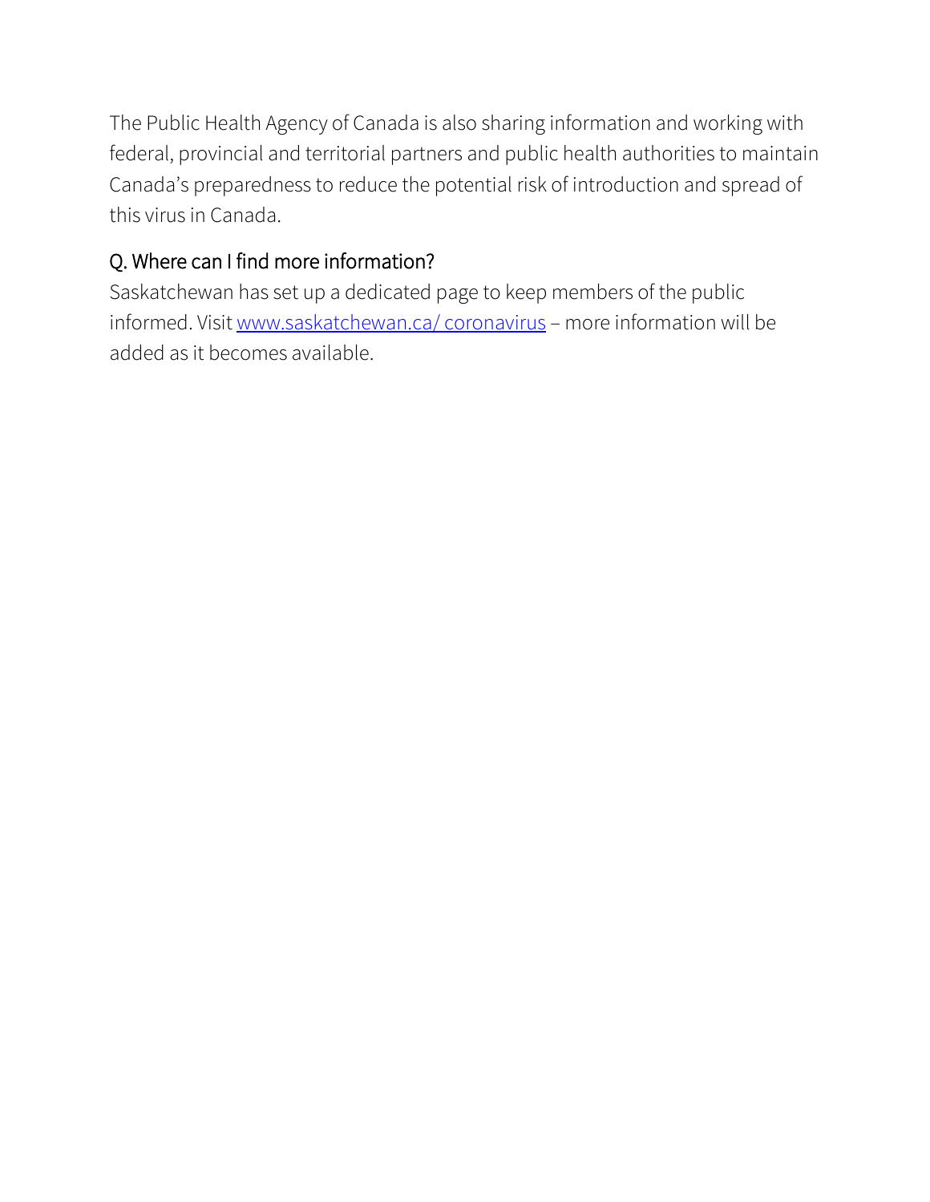The Public Health Agency of Canada is also sharing information and working with federal, provincial and territorial partners and public health authorities to maintain Canada's preparedness to reduce the potential risk of introduction and spread of this virus in Canada.

## Q. Where can I find more information?

Saskatchewan has set up a dedicated page to keep members of the public informed. Visit [www.saskatchewan.ca/ coronavirus](www.saskatchewan.ca/coronavirus) – more information will be added as it becomes available.